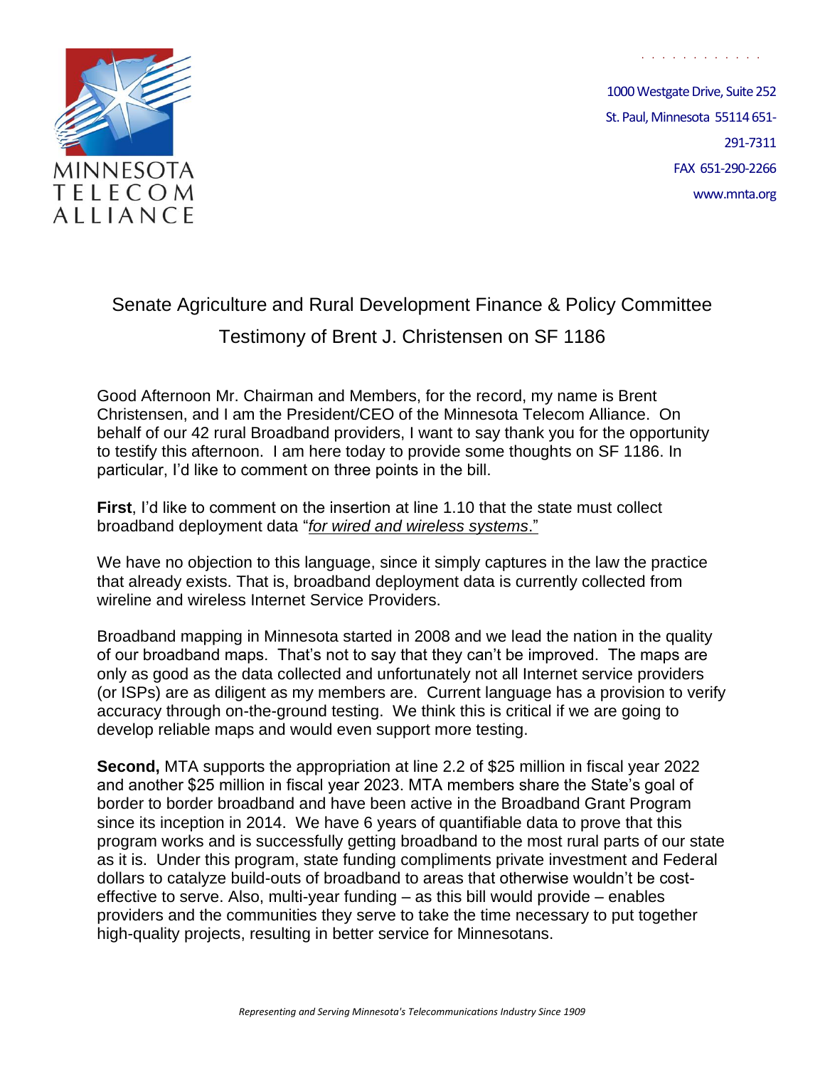MINNESOTA TELECOM ALLIANCE

1000 Westgate Drive, Suite 252
St. Paul, Minnesota 55114 651-291-7311
FAX 651-290-2266
www.mnta.org

# Senate Agriculture and Rural Development Finance & Policy Committee

## Testimony of Brent J. Christensen on SF 1186

Good Afternoon Mr. Chairman and Members, for the record, my name is Brent Christensen, and I am the President/CEO of the Minnesota Telecom Alliance. On behalf of our 42 rural Broadband providers, I want to say thank you for the opportunity to testify this afternoon. I am here today to provide some thoughts on SF 1186. In particular, I'd like to comment on three points in the bill.

**First**, I'd like to comment on the insertion at line 1.10 that the state must collect broadband deployment data "*for wired and wireless systems*."

We have no objection to this language, since it simply captures in the law the practice that already exists. That is, broadband deployment data is currently collected from wireline and wireless Internet Service Providers.

Broadband mapping in Minnesota started in 2008 and we lead the nation in the quality of our broadband maps. That's not to say that they can't be improved. The maps are only as good as the data collected and unfortunately not all Internet service providers (or ISPs) are as diligent as my members are. Current language has a provision to verify accuracy through on-the-ground testing. We think this is critical if we are going to develop reliable maps and would even support more testing.

**Second,** MTA supports the appropriation at line 2.2 of $25 million in fiscal year 2022 and another $25 million in fiscal year 2023. MTA members share the State's goal of border to border broadband and have been active in the Broadband Grant Program since its inception in 2014. We have 6 years of quantifiable data to prove that this program works and is successfully getting broadband to the most rural parts of our state as it is. Under this program, state funding compliments private investment and Federal dollars to catalyze build-outs of broadband to areas that otherwise wouldn't be cost-effective to serve. Also, multi-year funding – as this bill would provide – enables providers and the communities they serve to take the time necessary to put together high-quality projects, resulting in better service for Minnesotans.

*Representing and Serving Minnesota's Telecommunications Industry Since 1909*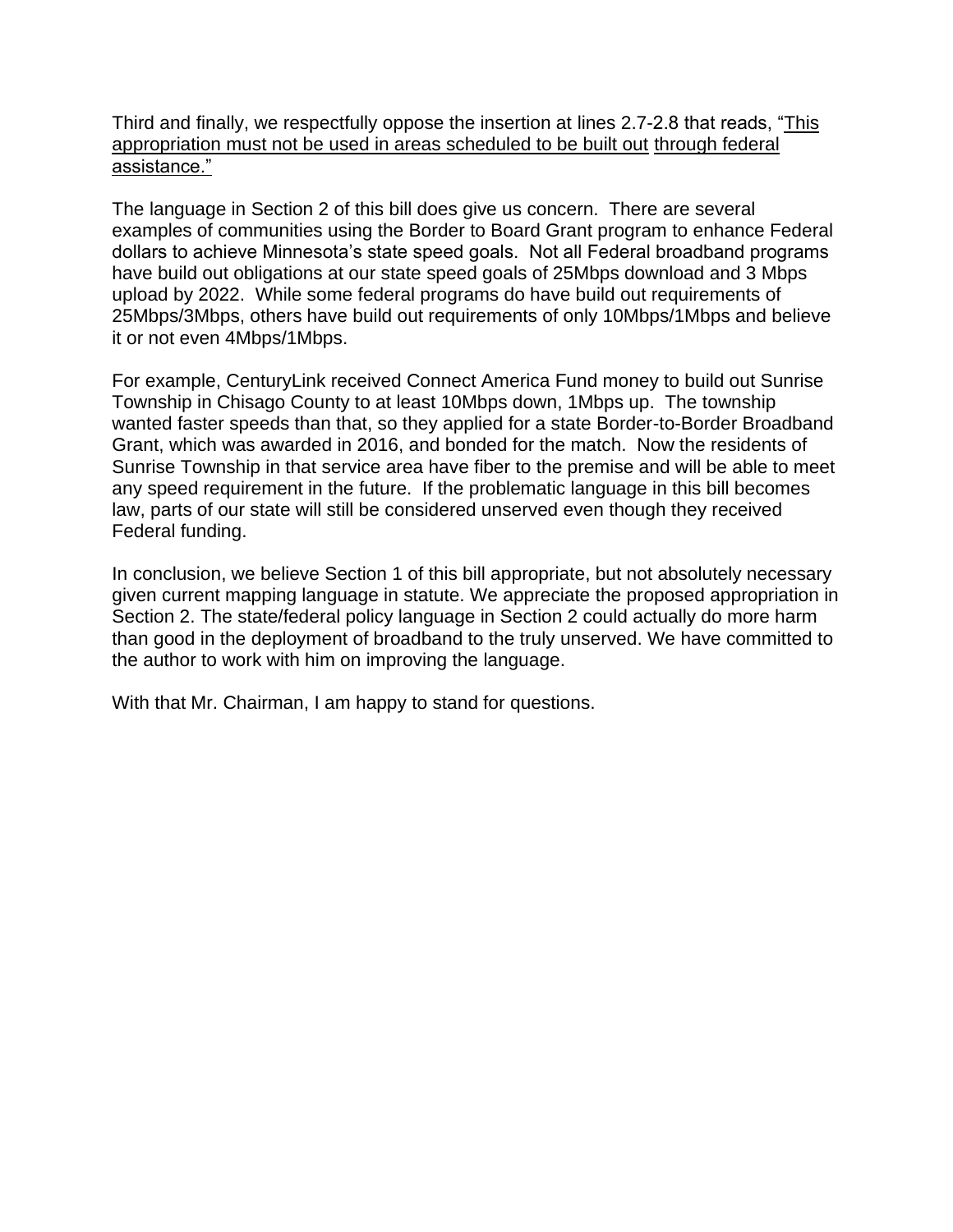Third and finally, we respectfully oppose the insertion at lines 2.7-2.8 that reads, "This appropriation must not be used in areas scheduled to be built out through federal assistance."

The language in Section 2 of this bill does give us concern. There are several examples of communities using the Border to Board Grant program to enhance Federal dollars to achieve Minnesota's state speed goals. Not all Federal broadband programs have build out obligations at our state speed goals of 25Mbps download and 3 Mbps upload by 2022. While some federal programs do have build out requirements of 25Mbps/3Mbps, others have build out requirements of only 10Mbps/1Mbps and believe it or not even 4Mbps/1Mbps.

For example, CenturyLink received Connect America Fund money to build out Sunrise Township in Chisago County to at least 10Mbps down, 1Mbps up. The township wanted faster speeds than that, so they applied for a state Border-to-Border Broadband Grant, which was awarded in 2016, and bonded for the match. Now the residents of Sunrise Township in that service area have fiber to the premise and will be able to meet any speed requirement in the future. If the problematic language in this bill becomes law, parts of our state will still be considered unserved even though they received Federal funding.

In conclusion, we believe Section 1 of this bill appropriate, but not absolutely necessary given current mapping language in statute. We appreciate the proposed appropriation in Section 2. The state/federal policy language in Section 2 could actually do more harm than good in the deployment of broadband to the truly unserved. We have committed to the author to work with him on improving the language.

With that Mr. Chairman, I am happy to stand for questions.